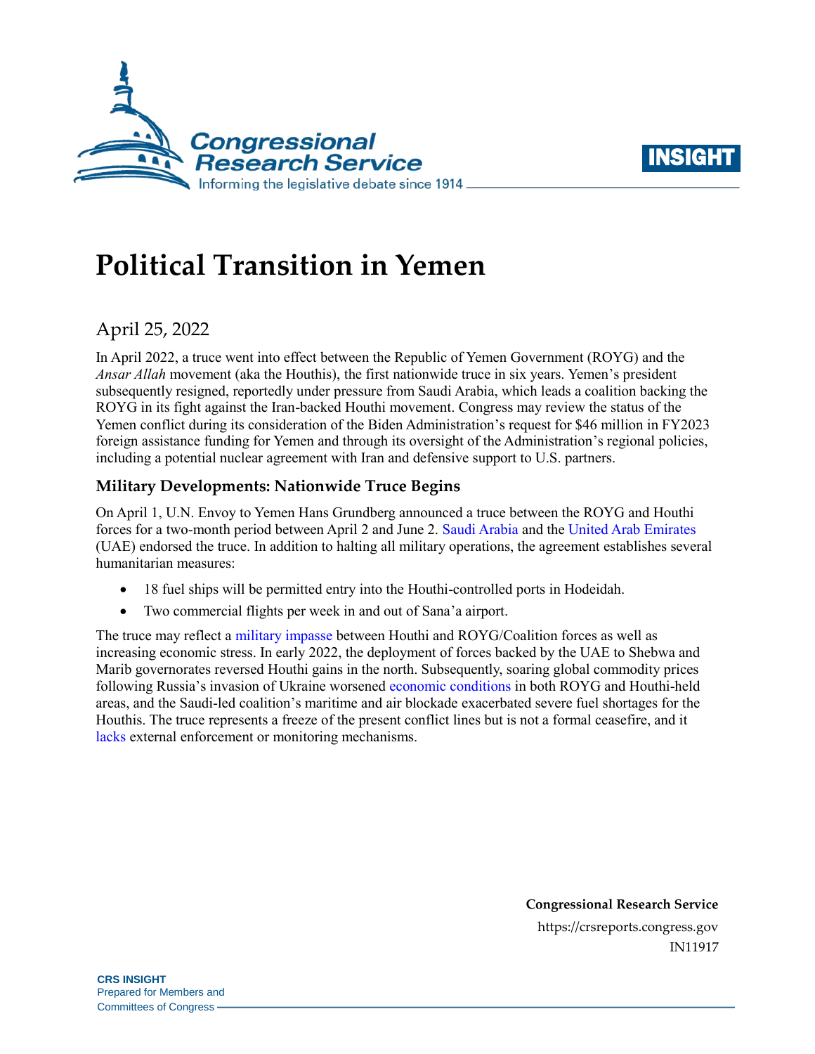# Political Transition in Yemen

April 25, 2022

In April 2022, a truce went into effect between the Republic of Yemen Government (ROYG) and the *Ansar Allah* movement (aka the Houthis), the first nationwide truce in six years. Yemen's president subsequently resigned, reportedly under pressure from Saudi Arabia, which leads a coalition backing the ROYG in its fight against the Iran-backed Houthi movement. Congress may review the status of the Yemen conflict during its consideration of the Biden Administration's request for $46 million in FY2023 foreign assistance funding for Yemen and through its oversight of the Administration's regional policies, including a potential nuclear agreement with Iran and defensive support to U.S. partners.

## Military Developments: Nationwide Truce Begins

On April 1, U.N. Envoy to Yemen Hans Grundberg announced a truce between the ROYG and Houthi forces for a two-month period between April 2 and June 2. Saudi Arabia and the United Arab Emirates (UAE) endorsed the truce. In addition to halting all military operations, the agreement establishes several humanitarian measures:

- 18 fuel ships will be permitted entry into the Houthi-controlled ports in Hodeidah.
- Two commercial flights per week in and out of Sana'a airport.

The truce may reflect a military impasse between Houthi and ROYG/Coalition forces as well as increasing economic stress. In early 2022, the deployment of forces backed by the UAE to Shebwa and Marib governorates reversed Houthi gains in the north. Subsequently, soaring global commodity prices following Russia's invasion of Ukraine worsened economic conditions in both ROYG and Houthi-held areas, and the Saudi-led coalition's maritime and air blockade exacerbated severe fuel shortages for the Houthis. The truce represents a freeze of the present conflict lines but is not a formal ceasefire, and it lacks external enforcement or monitoring mechanisms.

**Congressional Research Service**
https://crsreports.congress.gov
IN11917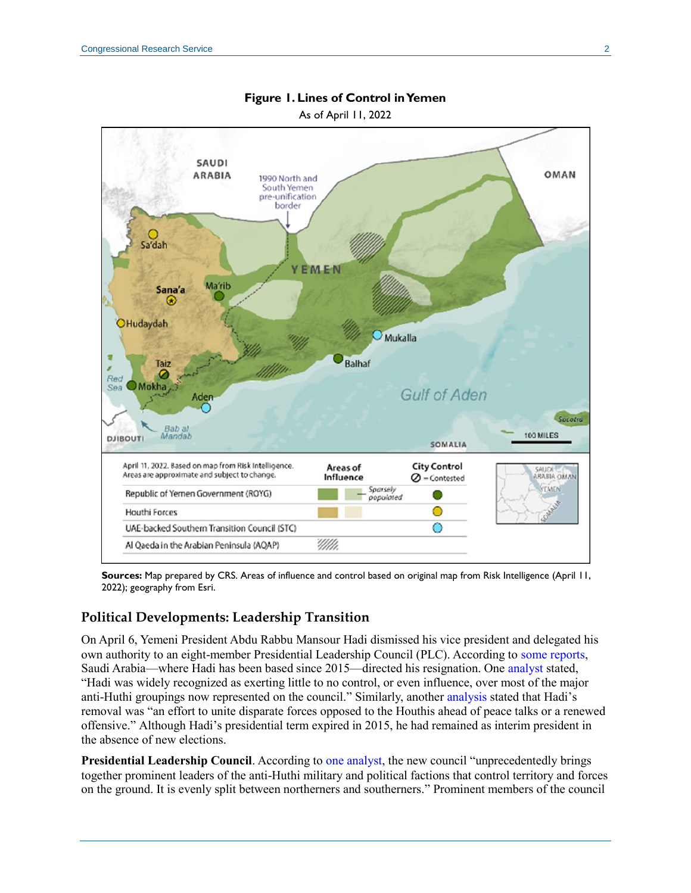**Figure 1. Lines of Control in Yemen**

As of April 11, 2022

**Sources:** Map prepared by CRS. Areas of influence and control based on original map from Risk Intelligence (April 11, 2022); geography from Esri.

## Political Developments: Leadership Transition

On April 6, Yemeni President Abdu Rabbu Mansour Hadi dismissed his vice president and delegated his own authority to an eight-member Presidential Leadership Council (PLC). According to some reports, Saudi Arabia—where Hadi has been based since 2015—directed his resignation. One analyst stated, "Hadi was widely recognized as exerting little to no control, or even influence, over most of the major anti-Huthi groupings now represented on the council." Similarly, another analysis stated that Hadi's removal was "an effort to unite disparate forces opposed to the Houthis ahead of peace talks or a renewed offensive." Although Hadi's presidential term expired in 2015, he had remained as interim president in the absence of new elections.

**Presidential Leadership Council**. According to one analyst, the new council "unprecedentedly brings together prominent leaders of the anti-Huthi military and political factions that control territory and forces on the ground. It is evenly split between northerners and southerners." Prominent members of the council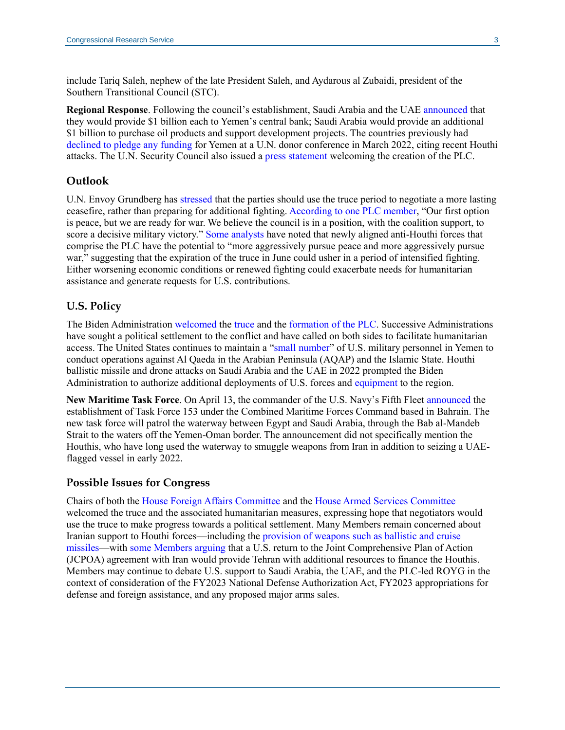include Tariq Saleh, nephew of the late President Saleh, and Aydarous al Zubaidi, president of the Southern Transitional Council (STC).

**Regional Response**. Following the council's establishment, Saudi Arabia and the UAE announced that they would provide $1 billion each to Yemen's central bank; Saudi Arabia would provide an additional $1 billion to purchase oil products and support development projects. The countries previously had declined to pledge any funding for Yemen at a U.N. donor conference in March 2022, citing recent Houthi attacks. The U.N. Security Council also issued a press statement welcoming the creation of the PLC.

## Outlook

U.N. Envoy Grundberg has stressed that the parties should use the truce period to negotiate a more lasting ceasefire, rather than preparing for additional fighting. According to one PLC member, "Our first option is peace, but we are ready for war. We believe the council is in a position, with the coalition support, to score a decisive military victory." Some analysts have noted that newly aligned anti-Houthi forces that comprise the PLC have the potential to "more aggressively pursue peace and more aggressively pursue war," suggesting that the expiration of the truce in June could usher in a period of intensified fighting. Either worsening economic conditions or renewed fighting could exacerbate needs for humanitarian assistance and generate requests for U.S. contributions.

## U.S. Policy

The Biden Administration welcomed the truce and the formation of the PLC. Successive Administrations have sought a political settlement to the conflict and have called on both sides to facilitate humanitarian access. The United States continues to maintain a "small number" of U.S. military personnel in Yemen to conduct operations against Al Qaeda in the Arabian Peninsula (AQAP) and the Islamic State. Houthi ballistic missile and drone attacks on Saudi Arabia and the UAE in 2022 prompted the Biden Administration to authorize additional deployments of U.S. forces and equipment to the region.

**New Maritime Task Force**. On April 13, the commander of the U.S. Navy's Fifth Fleet announced the establishment of Task Force 153 under the Combined Maritime Forces Command based in Bahrain. The new task force will patrol the waterway between Egypt and Saudi Arabia, through the Bab al-Mandeb Strait to the waters off the Yemen-Oman border. The announcement did not specifically mention the Houthis, who have long used the waterway to smuggle weapons from Iran in addition to seizing a UAE-flagged vessel in early 2022.

## Possible Issues for Congress

Chairs of both the House Foreign Affairs Committee and the House Armed Services Committee welcomed the truce and the associated humanitarian measures, expressing hope that negotiators would use the truce to make progress towards a political settlement. Many Members remain concerned about Iranian support to Houthi forces—including the provision of weapons such as ballistic and cruise missiles—with some Members arguing that a U.S. return to the Joint Comprehensive Plan of Action (JCPOA) agreement with Iran would provide Tehran with additional resources to finance the Houthis. Members may continue to debate U.S. support to Saudi Arabia, the UAE, and the PLC-led ROYG in the context of consideration of the FY2023 National Defense Authorization Act, FY2023 appropriations for defense and foreign assistance, and any proposed major arms sales.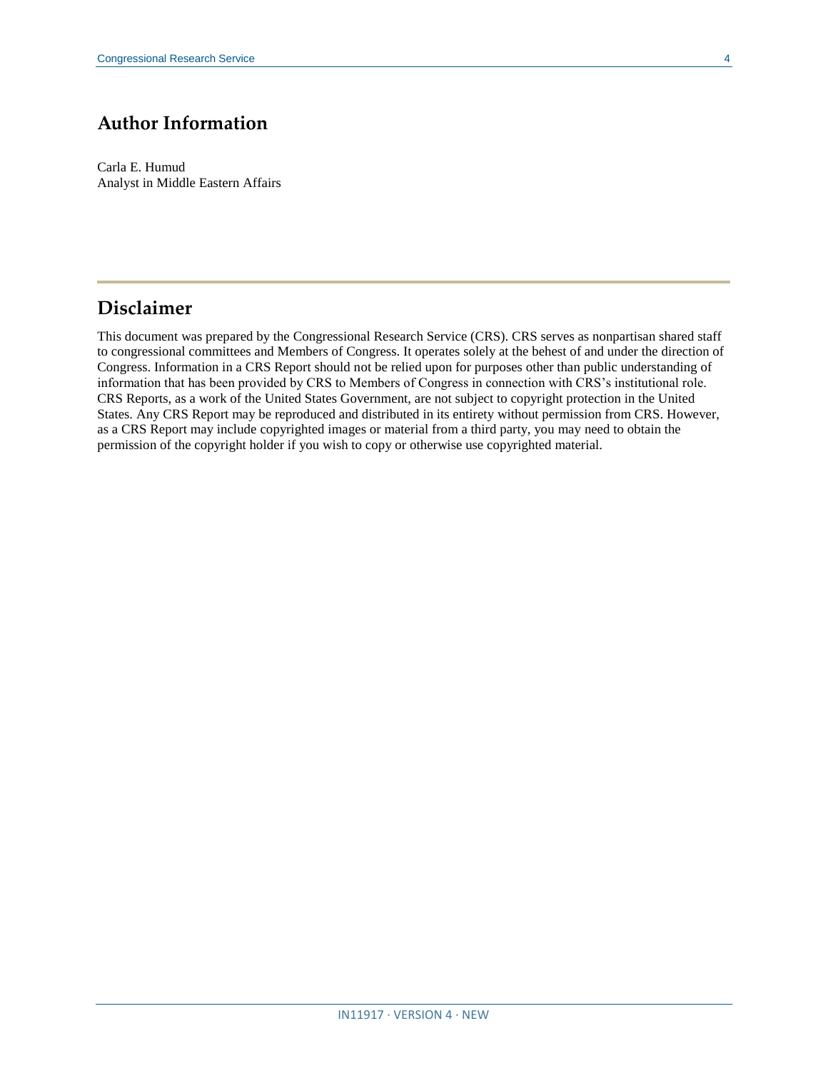## Author Information

Carla E. Humud
Analyst in Middle Eastern Affairs

## Disclaimer

This document was prepared by the Congressional Research Service (CRS). CRS serves as nonpartisan shared staff to congressional committees and Members of Congress. It operates solely at the behest of and under the direction of Congress. Information in a CRS Report should not be relied upon for purposes other than public understanding of information that has been provided by CRS to Members of Congress in connection with CRS's institutional role. CRS Reports, as a work of the United States Government, are not subject to copyright protection in the United States. Any CRS Report may be reproduced and distributed in its entirety without permission from CRS. However, as a CRS Report may include copyrighted images or material from a third party, you may need to obtain the permission of the copyright holder if you wish to copy or otherwise use copyrighted material.